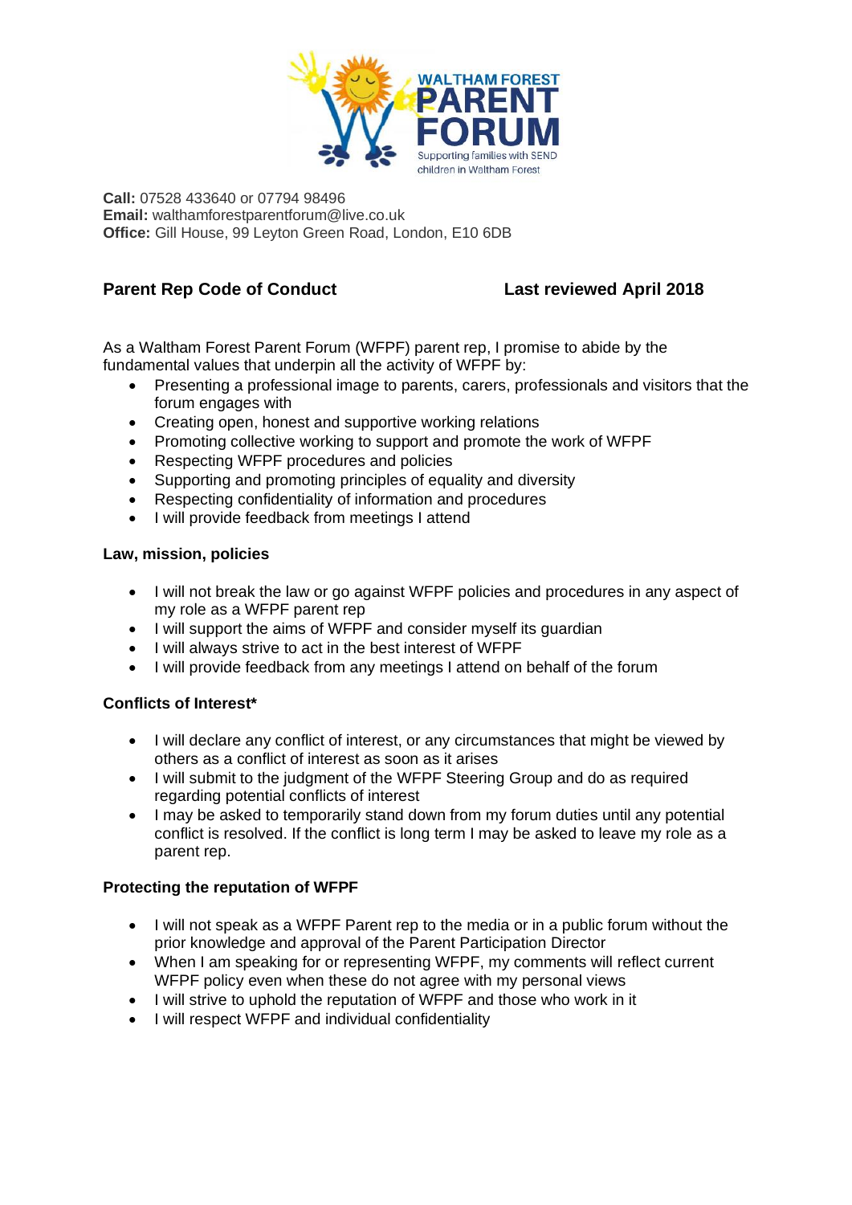WALTHAM FOREST PARENT FORUM

Supporting families with SEND children in Waltham Forest

**Call:** 07528 433640 or 07794 98496
**Email:** walthamforestparentforum@live.co.uk
**Office:** Gill House, 99 Leyton Green Road, London, E10 6DB

## Parent Rep Code of Conduct

**Last reviewed April 2018**

As a Waltham Forest Parent Forum (WFPF) parent rep, I promise to abide by the fundamental values that underpin all the activity of WFPF by:

- Presenting a professional image to parents, carers, professionals and visitors that the forum engages with
- Creating open, honest and supportive working relations
- Promoting collective working to support and promote the work of WFPF
- Respecting WFPF procedures and policies
- Supporting and promoting principles of equality and diversity
- Respecting confidentiality of information and procedures
- I will provide feedback from meetings I attend

### Law, mission, policies

- I will not break the law or go against WFPF policies and procedures in any aspect of my role as a WFPF parent rep
- I will support the aims of WFPF and consider myself its guardian
- I will always strive to act in the best interest of WFPF
- I will provide feedback from any meetings I attend on behalf of the forum

### Conflicts of Interest*

- I will declare any conflict of interest, or any circumstances that might be viewed by others as a conflict of interest as soon as it arises
- I will submit to the judgment of the WFPF Steering Group and do as required regarding potential conflicts of interest
- I may be asked to temporarily stand down from my forum duties until any potential conflict is resolved. If the conflict is long term I may be asked to leave my role as a parent rep.

### Protecting the reputation of WFPF

- I will not speak as a WFPF Parent rep to the media or in a public forum without the prior knowledge and approval of the Parent Participation Director
- When I am speaking for or representing WFPF, my comments will reflect current WFPF policy even when these do not agree with my personal views
- I will strive to uphold the reputation of WFPF and those who work in it
- I will respect WFPF and individual confidentiality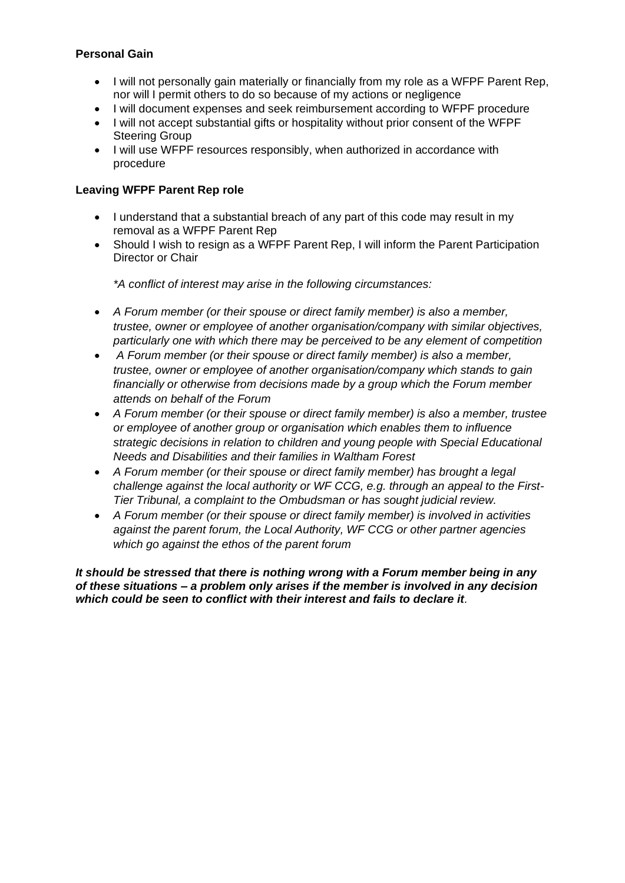**Personal Gain**

- I will not personally gain materially or financially from my role as a WFPF Parent Rep, nor will I permit others to do so because of my actions or negligence
- I will document expenses and seek reimbursement according to WFPF procedure
- I will not accept substantial gifts or hospitality without prior consent of the WFPF Steering Group
- I will use WFPF resources responsibly, when authorized in accordance with procedure

**Leaving WFPF Parent Rep role**

- I understand that a substantial breach of any part of this code may result in my removal as a WFPF Parent Rep
- Should I wish to resign as a WFPF Parent Rep, I will inform the Parent Participation Director or Chair

*\*A conflict of interest may arise in the following circumstances:*

- *A Forum member (or their spouse or direct family member) is also a member, trustee, owner or employee of another organisation/company with similar objectives, particularly one with which there may be perceived to be any element of competition*
- *A Forum member (or their spouse or direct family member) is also a member, trustee, owner or employee of another organisation/company which stands to gain financially or otherwise from decisions made by a group which the Forum member attends on behalf of the Forum*
- *A Forum member (or their spouse or direct family member) is also a member, trustee or employee of another group or organisation which enables them to influence strategic decisions in relation to children and young people with Special Educational Needs and Disabilities and their families in Waltham Forest*
- *A Forum member (or their spouse or direct family member) has brought a legal challenge against the local authority or WF CCG, e.g. through an appeal to the First-Tier Tribunal, a complaint to the Ombudsman or has sought judicial review.*
- *A Forum member (or their spouse or direct family member) is involved in activities against the parent forum, the Local Authority, WF CCG or other partner agencies which go against the ethos of the parent forum*

***It should be stressed that there is nothing wrong with a Forum member being in any of these situations – a problem only arises if the member is involved in any decision which could be seen to conflict with their interest and fails to declare it.***